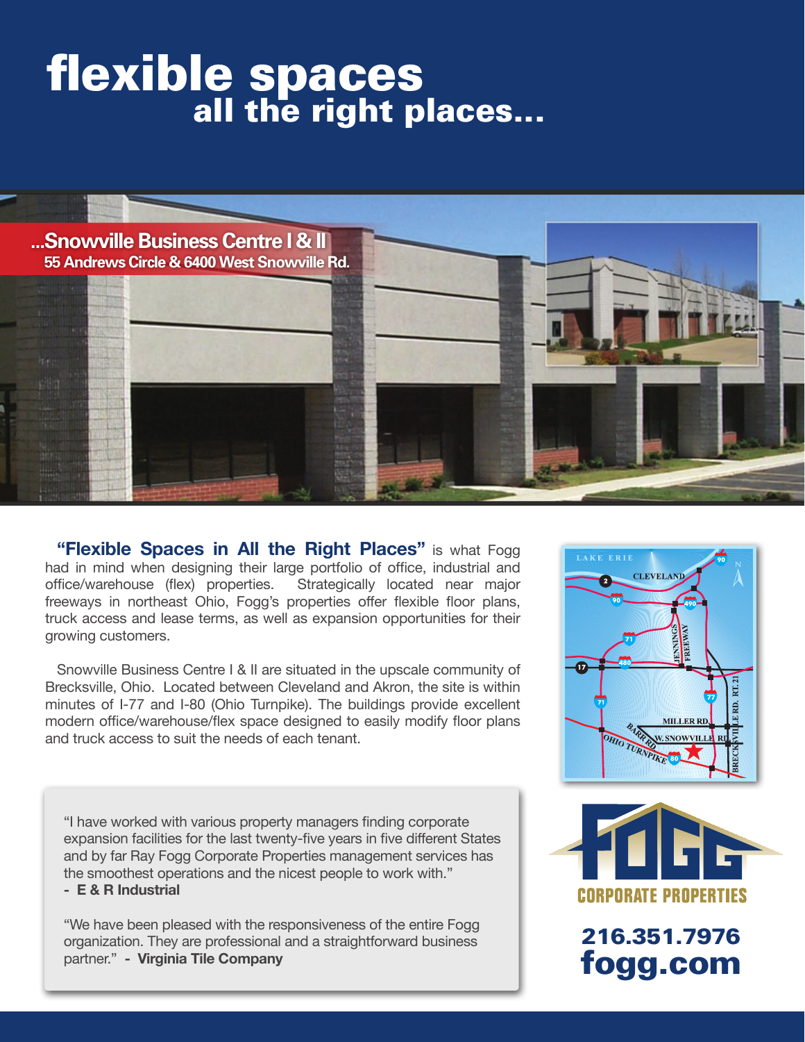# flexible spaces
## all the right places...

**...Snowville Business Centre I & II**
**55 Andrews Circle & 6400 West Snowville Rd.**

**"Flexible Spaces in All the Right Places"** is what Fogg had in mind when designing their large portfolio of office, industrial and office/warehouse (flex) properties. Strategically located near major freeways in northeast Ohio, Fogg's properties offer flexible floor plans, truck access and lease terms, as well as expansion opportunities for their growing customers.

Snowville Business Centre I & II are situated in the upscale community of Brecksville, Ohio. Located between Cleveland and Akron, the site is within minutes of I-77 and I-80 (Ohio Turnpike). The buildings provide excellent modern office/warehouse/flex space designed to easily modify floor plans and truck access to suit the needs of each tenant.

"I have worked with various property managers finding corporate expansion facilities for the last twenty-five years in five different States and by far Ray Fogg Corporate Properties management services has the smoothest operations and the nicest people to work with."
**- E & R Industrial**

"We have been pleased with the responsiveness of the entire Fogg organization. They are professional and a straightforward business partner." **- Virginia Tile Company**

**FOGG CORPORATE PROPERTIES**

**216.351.7976**
**fogg.com**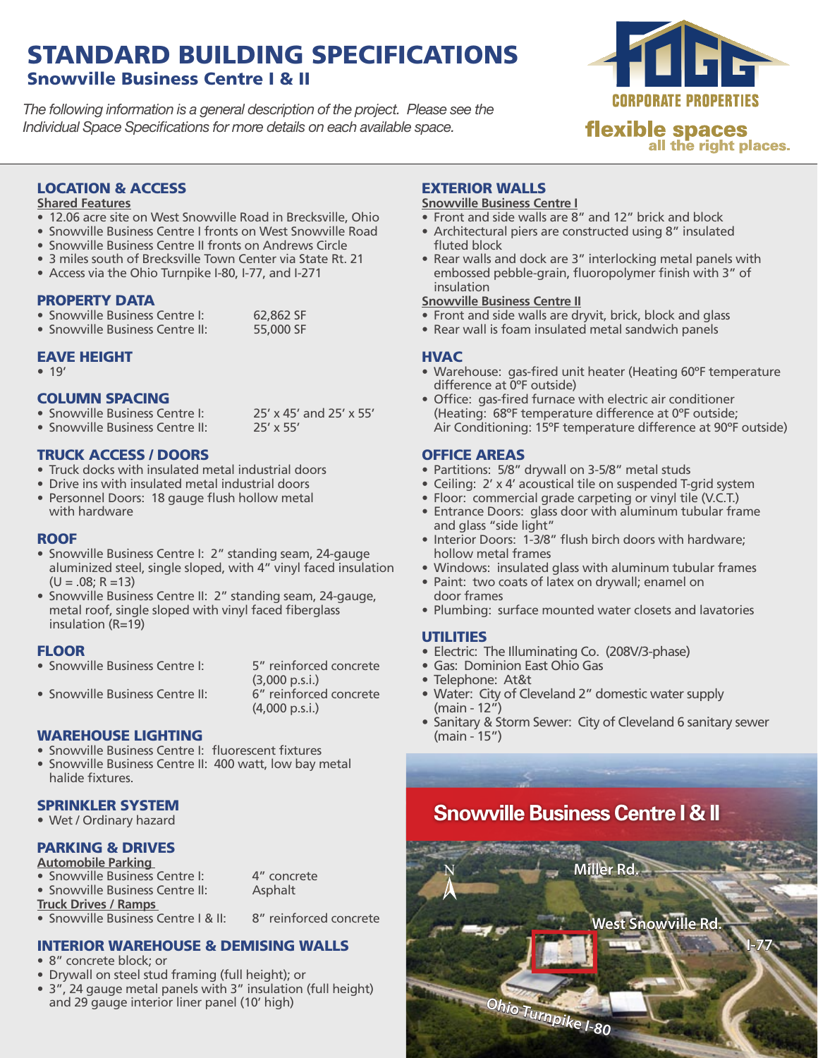# STANDARD BUILDING SPECIFICATIONS

## Snowville Business Centre I & II

*The following information is a general description of the project. Please see the Individual Space Specifications for more details on each available space.*

FOGG CORPORATE PROPERTIES

**flexible spaces all the right places.**

### LOCATION & ACCESS

**Shared Features**

- 12.06 acre site on West Snowville Road in Brecksville, Ohio
- Snowville Business Centre I fronts on West Snowville Road
- Snowville Business Centre II fronts on Andrews Circle
- 3 miles south of Brecksville Town Center via State Rt. 21
- Access via the Ohio Turnpike I-80, I-77, and I-271

### PROPERTY DATA

- Snowville Business Centre I: 62,862 SF
- Snowville Business Centre II: 55,000 SF

### EAVE HEIGHT

- 19'

### COLUMN SPACING

- Snowville Business Centre I: 25' x 45' and 25' x 55'
- Snowville Business Centre II: 25' x 55'

### TRUCK ACCESS / DOORS

- Truck docks with insulated metal industrial doors
- Drive ins with insulated metal industrial doors
- Personnel Doors: 18 gauge flush hollow metal with hardware

### ROOF

- Snowville Business Centre I: 2" standing seam, 24-gauge aluminized steel, single sloped, with 4" vinyl faced insulation (U = .08; R =13)
- Snowville Business Centre II: 2" standing seam, 24-gauge, metal roof, single sloped with vinyl faced fiberglass insulation (R=19)

### FLOOR

- Snowville Business Centre I: 5" reinforced concrete (3,000 p.s.i.)
- Snowville Business Centre II: 6" reinforced concrete (4,000 p.s.i.)

### WAREHOUSE LIGHTING

- Snowville Business Centre I: fluorescent fixtures
- Snowville Business Centre II: 400 watt, low bay metal halide fixtures.

### SPRINKLER SYSTEM

- Wet / Ordinary hazard

### PARKING & DRIVES

**Automobile Parking**

- Snowville Business Centre I: 4" concrete
- Snowville Business Centre II: Asphalt

**Truck Drives / Ramps**

- Snowville Business Centre I & II: 8" reinforced concrete

### INTERIOR WAREHOUSE & DEMISING WALLS

- 8" concrete block; or
- Drywall on steel stud framing (full height); or
- 3", 24 gauge metal panels with 3" insulation (full height) and 29 gauge interior liner panel (10' high)

### EXTERIOR WALLS

**Snowville Business Centre I**

- Front and side walls are 8" and 12" brick and block
- Architectural piers are constructed using 8" insulated fluted block
- Rear walls and dock are 3" interlocking metal panels with embossed pebble-grain, fluoropolymer finish with 3" of insulation

**Snowville Business Centre II**

- Front and side walls are dryvit, brick, block and glass
- Rear wall is foam insulated metal sandwich panels

### HVAC

- Warehouse: gas-fired unit heater (Heating 60ºF temperature difference at 0ºF outside)
- Office: gas-fired furnace with electric air conditioner (Heating: 68ºF temperature difference at 0ºF outside; Air Conditioning: 15ºF temperature difference at 90ºF outside)

### OFFICE AREAS

- Partitions: 5/8" drywall on 3-5/8" metal studs
- Ceiling: 2' x 4' acoustical tile on suspended T-grid system
- Floor: commercial grade carpeting or vinyl tile (V.C.T.)
- Entrance Doors: glass door with aluminum tubular frame and glass "side light"
- Interior Doors: 1-3/8" flush birch doors with hardware; hollow metal frames
- Windows: insulated glass with aluminum tubular frames
- Paint: two coats of latex on drywall; enamel on door frames
- Plumbing: surface mounted water closets and lavatories

### UTILITIES

- Electric: The Illuminating Co. (208V/3-phase)
- Gas: Dominion East Ohio Gas
- Telephone: At&t
- Water: City of Cleveland 2" domestic water supply (main - 12")
- Sanitary & Storm Sewer: City of Cleveland 6 sanitary sewer (main - 15")

**Snowville Business Centre I & II**

Miller Rd. · West Snowville Rd. · I-77 · Ohio Turnpike I-80 · N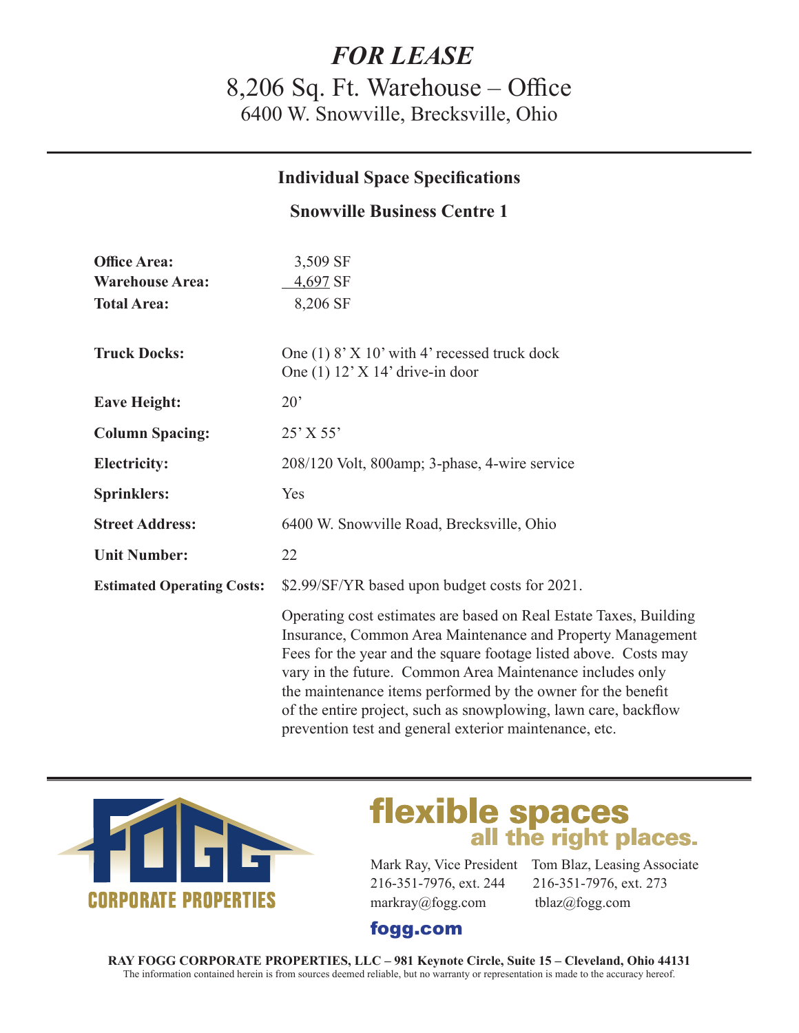# *FOR LEASE*

## 8,206 Sq. Ft. Warehouse – Office

### 6400 W. Snowville, Brecksville, Ohio

---

### Individual Space Specifications

### Snowville Business Centre 1

**Office Area:** 3,509 SF
**Warehouse Area:** 4,697 SF
**Total Area:** 8,206 SF

**Truck Docks:** One (1) 8' X 10' with 4' recessed truck dock
One (1) 12' X 14' drive-in door

**Eave Height:** 20'

**Column Spacing:** 25' X 55'

**Electricity:** 208/120 Volt, 800amp; 3-phase, 4-wire service

**Sprinklers:** Yes

**Street Address:** 6400 W. Snowville Road, Brecksville, Ohio

**Unit Number:** 22

**Estimated Operating Costs:** $2.99/SF/YR based upon budget costs for 2021.

Operating cost estimates are based on Real Estate Taxes, Building Insurance, Common Area Maintenance and Property Management Fees for the year and the square footage listed above. Costs may vary in the future. Common Area Maintenance includes only the maintenance items performed by the owner for the benefit of the entire project, such as snowplowing, lawn care, backflow prevention test and general exterior maintenance, etc.

---

FOGG CORPORATE PROPERTIES

**flexible spaces all the right places.**

Mark Ray, Vice President
216-351-7976, ext. 244
markray@fogg.com

Tom Blaz, Leasing Associate
216-351-7976, ext. 273
tblaz@fogg.com

**fogg.com**

**RAY FOGG CORPORATE PROPERTIES, LLC – 981 Keynote Circle, Suite 15 – Cleveland, Ohio 44131**
The information contained herein is from sources deemed reliable, but no warranty or representation is made to the accuracy hereof.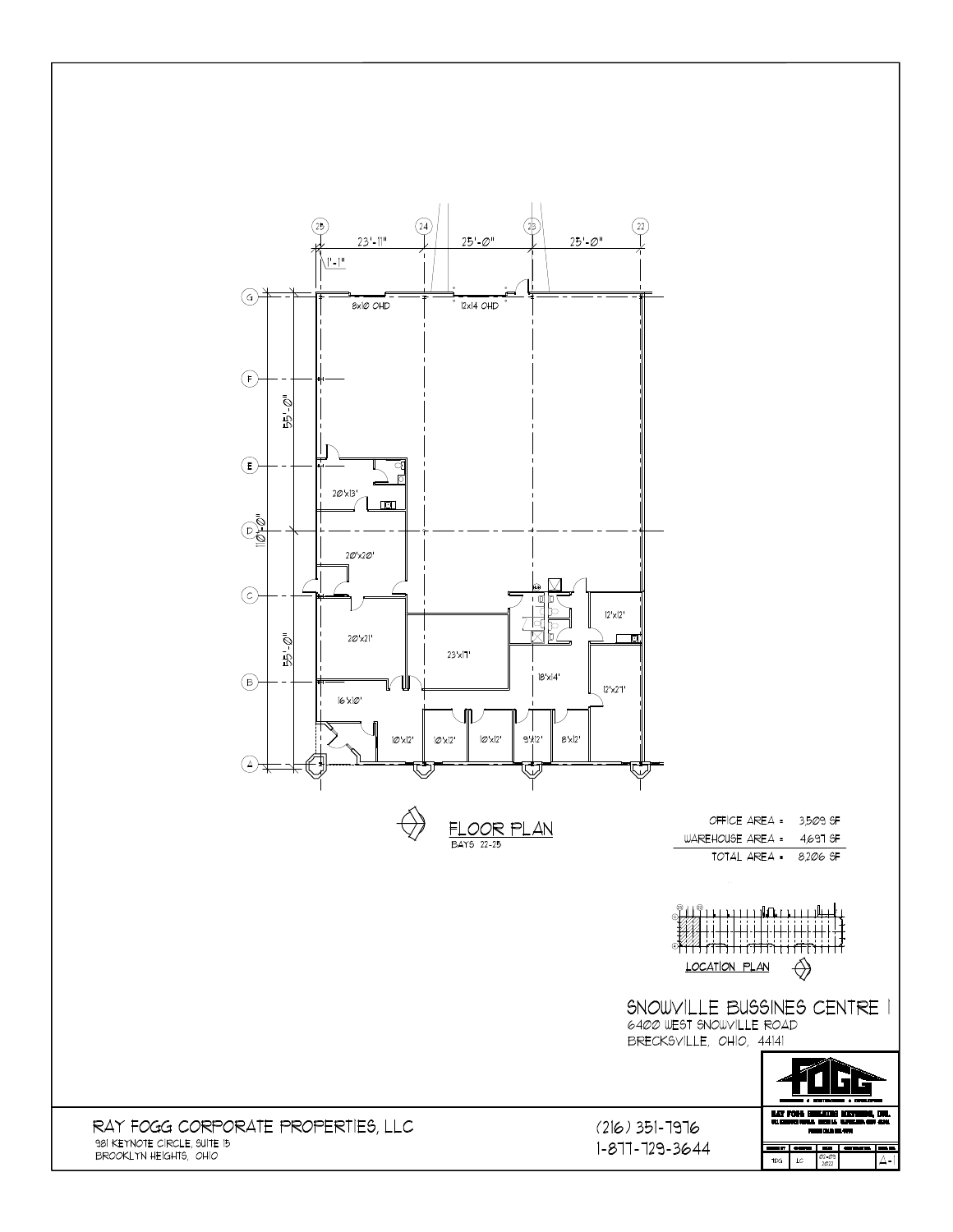25 24 23 22

23'-11" 25'-0" 25'-0"

1'-1"

G F E D C B A

55'-0" 110'-0" 55'-0"

8x10 OHD

12x14 OHD

20'x13'

20'x20'

20'x21'

23'x17'

18'x14'

12'x12'

12'x27'

16'x10'

10'x12' 10'x12' 10'x12' 9'x12' 8'x12'

## FLOOR PLAN

BAYS 22-25

| | |
|---|---|
| OFFICE AREA = | 3,509 SF |
| WAREHOUSE AREA = | 4,697 SF |
| TOTAL AREA = | 8,206 SF |

LOCATION PLAN

## SNOWVILLE BUSSINES CENTRE I

6400 WEST SNOWVILLE ROAD
BRECKSVILLE, OHIO, 44141

FOGG

RAY FOGG CORPORATE PROPERTIES, LLC
981 KEYNOTE CIRCLE, SUITE 15
BROOKLYN HEIGHTS, OHIO

(216) 351-7976
1-877-729-3644

TDG | LC | 02-09 2022 | A-1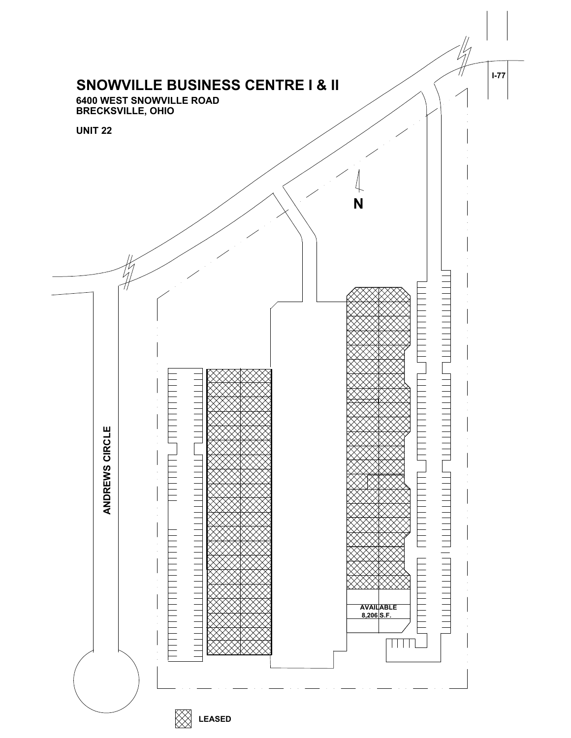# SNOWVILLE BUSINESS CENTRE I & II

**6400 WEST SNOWVILLE ROAD**
**BRECKSVILLE, OHIO**

**UNIT 22**

I-77

N

ANDREWS CIRCLE

AVAILABLE
8,206 S.F.

LEASED